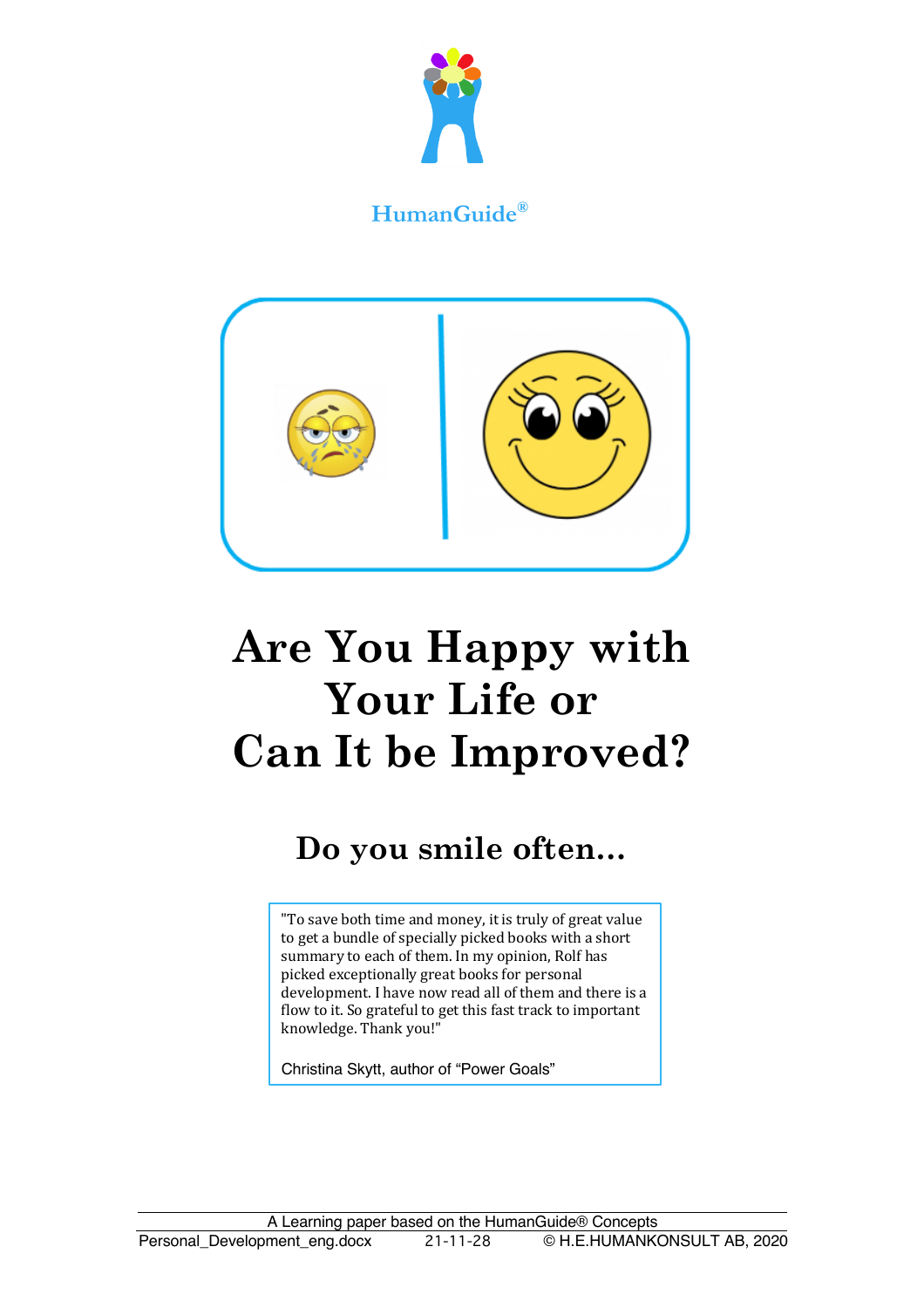HumanGuide®

# Are You Happy with Your Life or Can It be Improved?

## Do you smile often...

> "To save both time and money, it is truly of great value to get a bundle of specially picked books with a short summary to each of them. In my opinion, Rolf has picked exceptionally great books for personal development. I have now read all of them and there is a flow to it. So grateful to get this fast track to important knowledge. Thank you!"
>
> Christina Skytt, author of "Power Goals"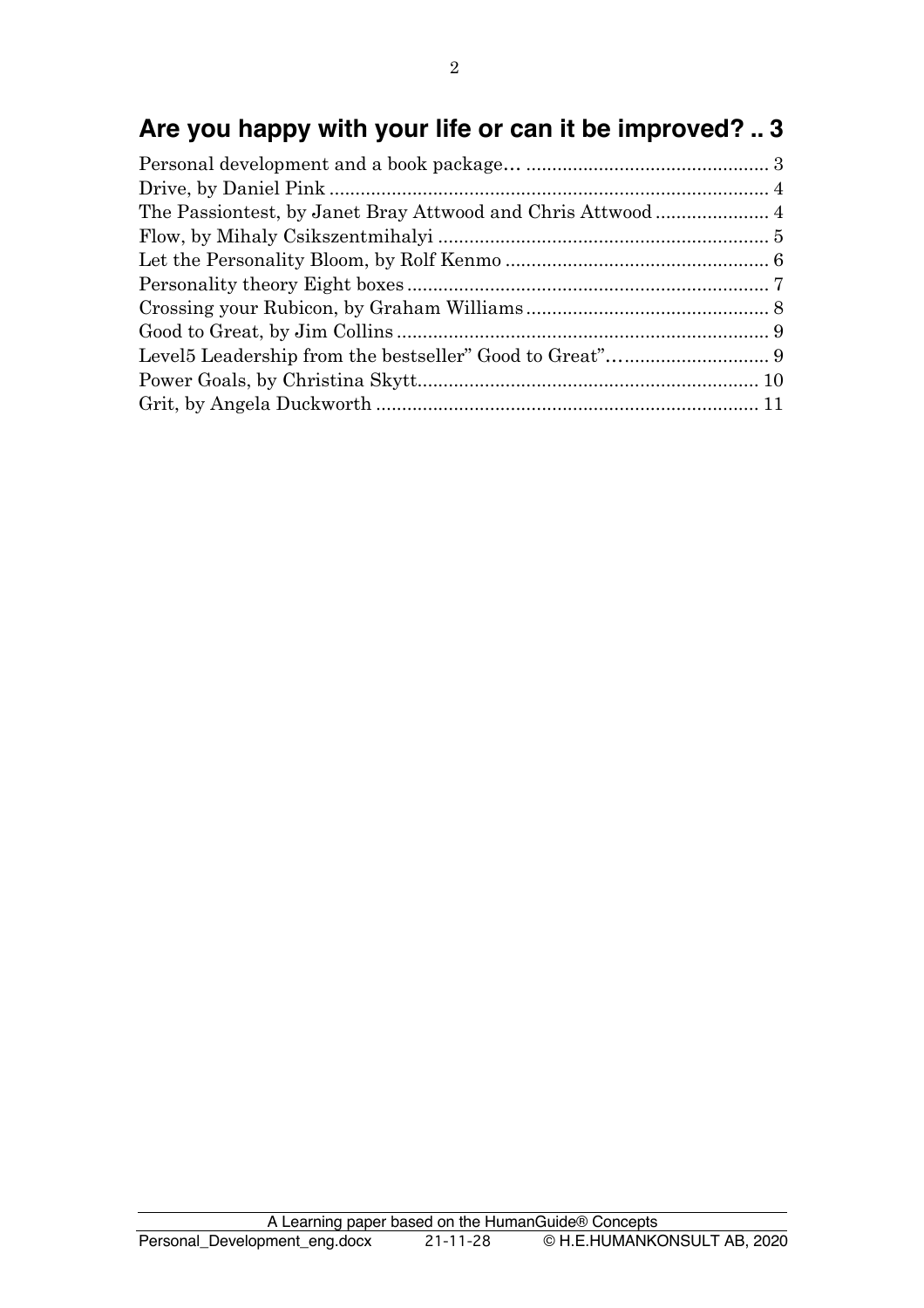# Are you happy with your life or can it be improved? .. 3

Personal development and a book package… ............................................. 3
Drive, by Daniel Pink .................................................................................... 4
The Passiontest, by Janet Bray Attwood and Chris Attwood ...................... 4
Flow, by Mihaly Csikszentmihalyi ............................................................... 5
Let the Personality Bloom, by Rolf Kenmo .................................................. 6
Personality theory Eight boxes ..................................................................... 7
Crossing your Rubicon, by Graham Williams .............................................. 8
Good to Great, by Jim Collins ....................................................................... 9
Level5 Leadership from the bestseller” Good to Great”… ........................... 9
Power Goals, by Christina Skytt .................................................................. 10
Grit, by Angela Duckworth ......................................................................... 11

A Learning paper based on the HumanGuide® Concepts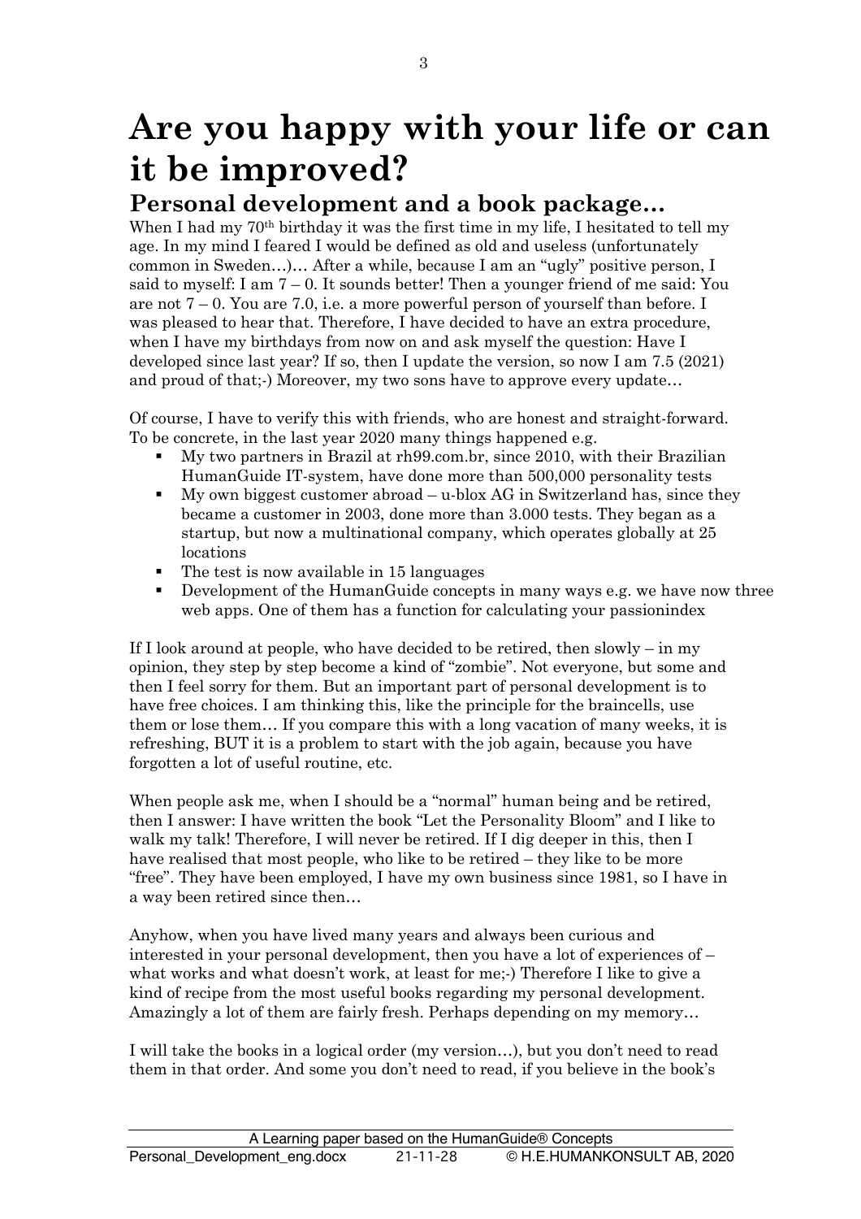# Are you happy with your life or can it be improved?

## Personal development and a book package…

When I had my 70th birthday it was the first time in my life, I hesitated to tell my age. In my mind I feared I would be defined as old and useless (unfortunately common in Sweden…)… After a while, because I am an "ugly" positive person, I said to myself: I am 7 – 0. It sounds better! Then a younger friend of me said: You are not 7 – 0. You are 7.0, i.e. a more powerful person of yourself than before. I was pleased to hear that. Therefore, I have decided to have an extra procedure, when I have my birthdays from now on and ask myself the question: Have I developed since last year? If so, then I update the version, so now I am 7.5 (2021) and proud of that;-) Moreover, my two sons have to approve every update…

Of course, I have to verify this with friends, who are honest and straight-forward. To be concrete, in the last year 2020 many things happened e.g.

- My two partners in Brazil at rh99.com.br, since 2010, with their Brazilian HumanGuide IT-system, have done more than 500,000 personality tests
- My own biggest customer abroad – u-blox AG in Switzerland has, since they became a customer in 2003, done more than 3.000 tests. They began as a startup, but now a multinational company, which operates globally at 25 locations
- The test is now available in 15 languages
- Development of the HumanGuide concepts in many ways e.g. we have now three web apps. One of them has a function for calculating your passionindex

If I look around at people, who have decided to be retired, then slowly – in my opinion, they step by step become a kind of "zombie". Not everyone, but some and then I feel sorry for them. But an important part of personal development is to have free choices. I am thinking this, like the principle for the braincells, use them or lose them… If you compare this with a long vacation of many weeks, it is refreshing, BUT it is a problem to start with the job again, because you have forgotten a lot of useful routine, etc.

When people ask me, when I should be a "normal" human being and be retired, then I answer: I have written the book "Let the Personality Bloom" and I like to walk my talk! Therefore, I will never be retired. If I dig deeper in this, then I have realised that most people, who like to be retired – they like to be more "free". They have been employed, I have my own business since 1981, so I have in a way been retired since then…

Anyhow, when you have lived many years and always been curious and interested in your personal development, then you have a lot of experiences of – what works and what doesn't work, at least for me;-) Therefore I like to give a kind of recipe from the most useful books regarding my personal development. Amazingly a lot of them are fairly fresh. Perhaps depending on my memory…

I will take the books in a logical order (my version…), but you don't need to read them in that order. And some you don't need to read, if you believe in the book's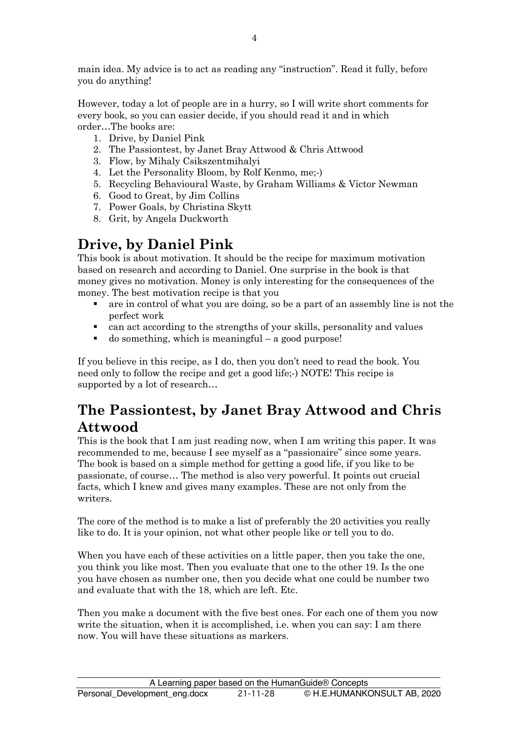main idea. My advice is to act as reading any "instruction". Read it fully, before you do anything!

However, today a lot of people are in a hurry, so I will write short comments for every book, so you can easier decide, if you should read it and in which order…The books are:

1. Drive, by Daniel Pink
2. The Passiontest, by Janet Bray Attwood & Chris Attwood
3. Flow, by Mihaly Csikszentmihalyi
4. Let the Personality Bloom, by Rolf Kenmo, me;-)
5. Recycling Behavioural Waste, by Graham Williams & Victor Newman
6. Good to Great, by Jim Collins
7. Power Goals, by Christina Skytt
8. Grit, by Angela Duckworth

## Drive, by Daniel Pink

This book is about motivation. It should be the recipe for maximum motivation based on research and according to Daniel. One surprise in the book is that money gives no motivation. Money is only interesting for the consequences of the money. The best motivation recipe is that you

- are in control of what you are doing, so be a part of an assembly line is not the perfect work
- can act according to the strengths of your skills, personality and values
- do something, which is meaningful – a good purpose!

If you believe in this recipe, as I do, then you don't need to read the book. You need only to follow the recipe and get a good life;-) NOTE! This recipe is supported by a lot of research…

## The Passiontest, by Janet Bray Attwood and Chris Attwood

This is the book that I am just reading now, when I am writing this paper. It was recommended to me, because I see myself as a "passionaire" since some years. The book is based on a simple method for getting a good life, if you like to be passionate, of course… The method is also very powerful. It points out crucial facts, which I knew and gives many examples. These are not only from the writers.

The core of the method is to make a list of preferably the 20 activities you really like to do. It is your opinion, not what other people like or tell you to do.

When you have each of these activities on a little paper, then you take the one, you think you like most. Then you evaluate that one to the other 19. Is the one you have chosen as number one, then you decide what one could be number two and evaluate that with the 18, which are left. Etc.

Then you make a document with the five best ones. For each one of them you now write the situation, when it is accomplished, i.e. when you can say: I am there now. You will have these situations as markers.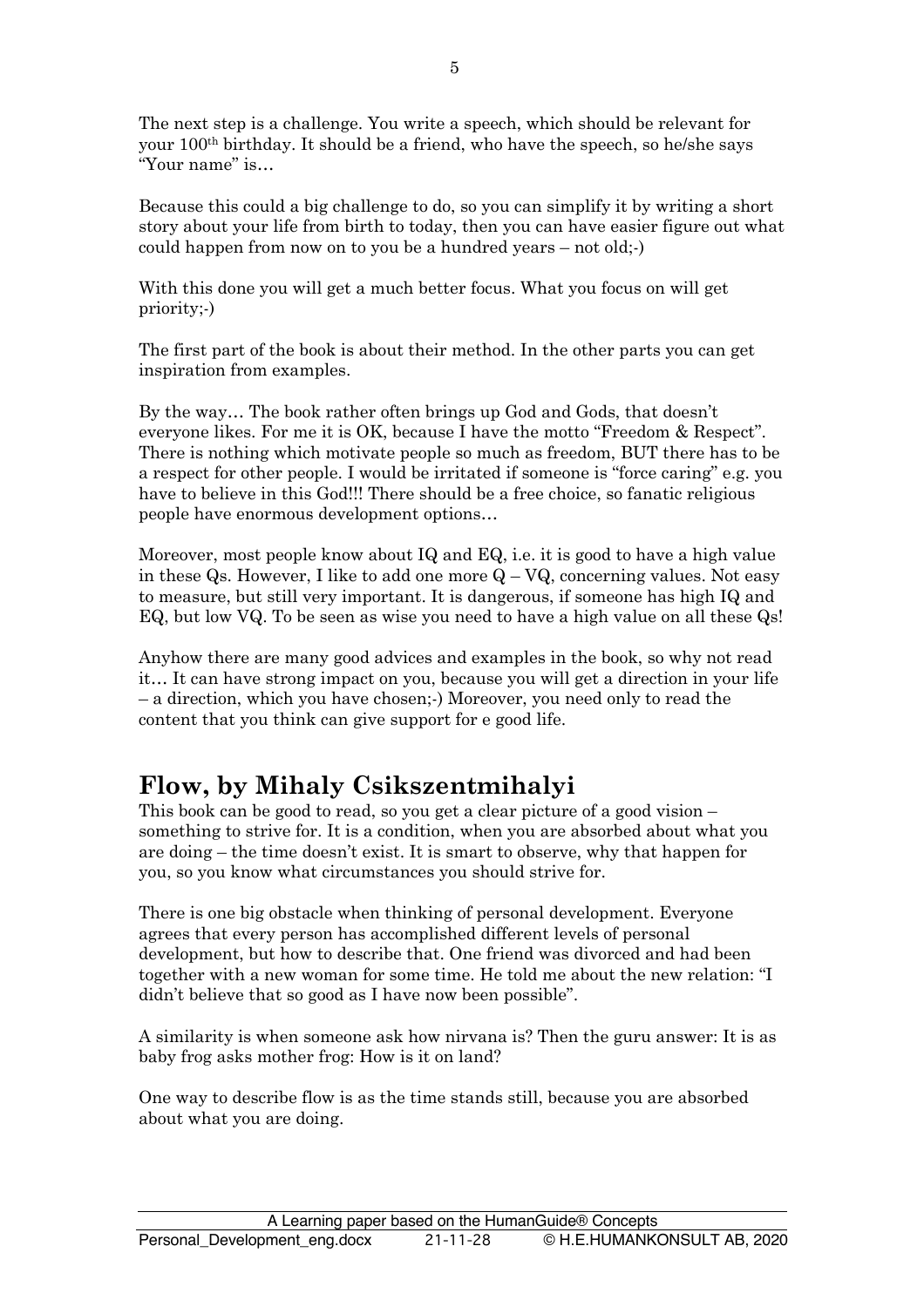The next step is a challenge. You write a speech, which should be relevant for your 100th birthday. It should be a friend, who have the speech, so he/she says "Your name" is…

Because this could a big challenge to do, so you can simplify it by writing a short story about your life from birth to today, then you can have easier figure out what could happen from now on to you be a hundred years – not old;-)

With this done you will get a much better focus. What you focus on will get priority;-)

The first part of the book is about their method. In the other parts you can get inspiration from examples.

By the way… The book rather often brings up God and Gods, that doesn't everyone likes. For me it is OK, because I have the motto "Freedom & Respect". There is nothing which motivate people so much as freedom, BUT there has to be a respect for other people. I would be irritated if someone is "force caring" e.g. you have to believe in this God!!! There should be a free choice, so fanatic religious people have enormous development options…

Moreover, most people know about IQ and EQ, i.e. it is good to have a high value in these Qs. However, I like to add one more Q – VQ, concerning values. Not easy to measure, but still very important. It is dangerous, if someone has high IQ and EQ, but low VQ. To be seen as wise you need to have a high value on all these Qs!

Anyhow there are many good advices and examples in the book, so why not read it… It can have strong impact on you, because you will get a direction in your life – a direction, which you have chosen;-) Moreover, you need only to read the content that you think can give support for e good life.

## Flow, by Mihaly Csikszentmihalyi

This book can be good to read, so you get a clear picture of a good vision – something to strive for. It is a condition, when you are absorbed about what you are doing – the time doesn't exist. It is smart to observe, why that happen for you, so you know what circumstances you should strive for.

There is one big obstacle when thinking of personal development. Everyone agrees that every person has accomplished different levels of personal development, but how to describe that. One friend was divorced and had been together with a new woman for some time. He told me about the new relation: "I didn't believe that so good as I have now been possible".

A similarity is when someone ask how nirvana is? Then the guru answer: It is as baby frog asks mother frog: How is it on land?

One way to describe flow is as the time stands still, because you are absorbed about what you are doing.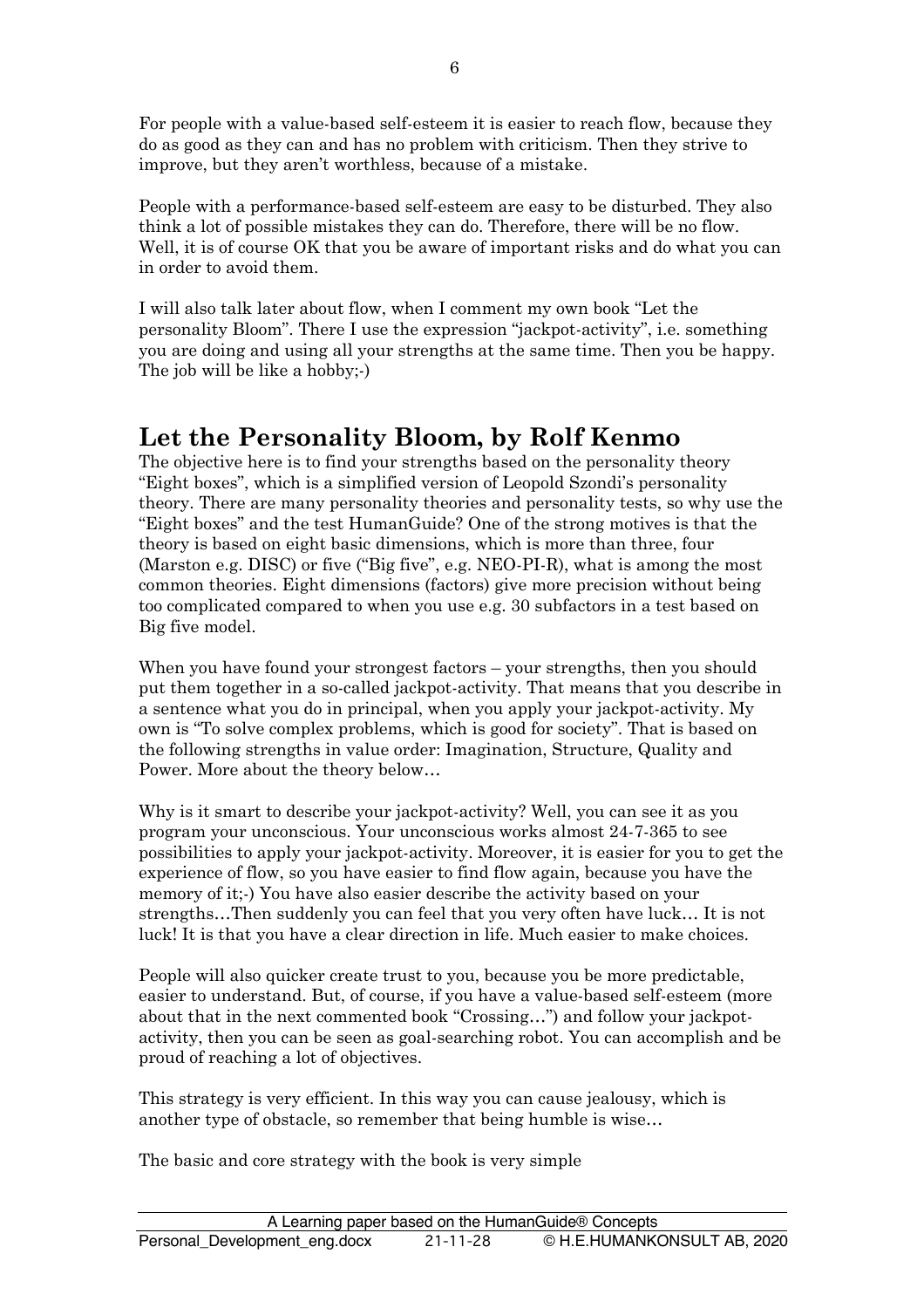For people with a value-based self-esteem it is easier to reach flow, because they do as good as they can and has no problem with criticism. Then they strive to improve, but they aren't worthless, because of a mistake.

People with a performance-based self-esteem are easy to be disturbed. They also think a lot of possible mistakes they can do. Therefore, there will be no flow. Well, it is of course OK that you be aware of important risks and do what you can in order to avoid them.

I will also talk later about flow, when I comment my own book "Let the personality Bloom". There I use the expression "jackpot-activity", i.e. something you are doing and using all your strengths at the same time. Then you be happy. The job will be like a hobby;-)

## Let the Personality Bloom, by Rolf Kenmo

The objective here is to find your strengths based on the personality theory "Eight boxes", which is a simplified version of Leopold Szondi's personality theory. There are many personality theories and personality tests, so why use the "Eight boxes" and the test HumanGuide? One of the strong motives is that the theory is based on eight basic dimensions, which is more than three, four (Marston e.g. DISC) or five ("Big five", e.g. NEO-PI-R), what is among the most common theories. Eight dimensions (factors) give more precision without being too complicated compared to when you use e.g. 30 subfactors in a test based on Big five model.

When you have found your strongest factors – your strengths, then you should put them together in a so-called jackpot-activity. That means that you describe in a sentence what you do in principal, when you apply your jackpot-activity. My own is "To solve complex problems, which is good for society". That is based on the following strengths in value order: Imagination, Structure, Quality and Power. More about the theory below…

Why is it smart to describe your jackpot-activity? Well, you can see it as you program your unconscious. Your unconscious works almost 24-7-365 to see possibilities to apply your jackpot-activity. Moreover, it is easier for you to get the experience of flow, so you have easier to find flow again, because you have the memory of it;-) You have also easier describe the activity based on your strengths…Then suddenly you can feel that you very often have luck… It is not luck! It is that you have a clear direction in life. Much easier to make choices.

People will also quicker create trust to you, because you be more predictable, easier to understand. But, of course, if you have a value-based self-esteem (more about that in the next commented book "Crossing…") and follow your jackpot-activity, then you can be seen as goal-searching robot. You can accomplish and be proud of reaching a lot of objectives.

This strategy is very efficient. In this way you can cause jealousy, which is another type of obstacle, so remember that being humble is wise…

The basic and core strategy with the book is very simple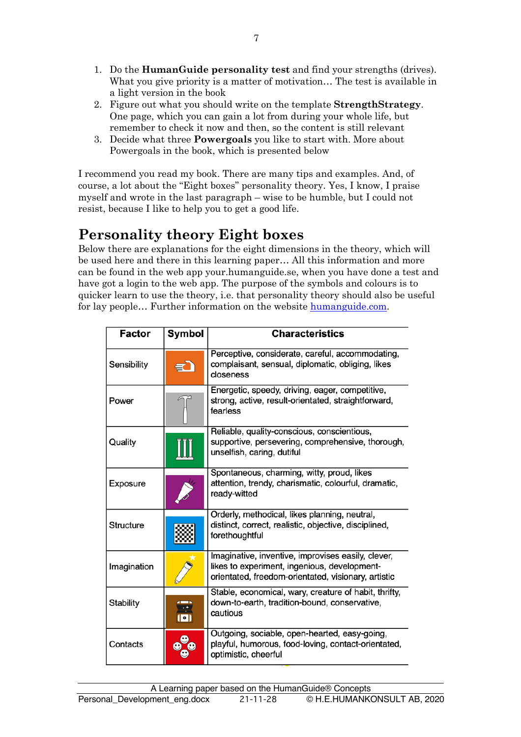1. Do the **HumanGuide personality test** and find your strengths (drives). What you give priority is a matter of motivation… The test is available in a light version in the book
2. Figure out what you should write on the template **StrengthStrategy**. One page, which you can gain a lot from during your whole life, but remember to check it now and then, so the content is still relevant
3. Decide what three **Powergoals** you like to start with. More about Powergoals in the book, which is presented below

I recommend you read my book. There are many tips and examples. And, of course, a lot about the "Eight boxes" personality theory. Yes, I know, I praise myself and wrote in the last paragraph – wise to be humble, but I could not resist, because I like to help you to get a good life.

## Personality theory Eight boxes

Below there are explanations for the eight dimensions in the theory, which will be used here and there in this learning paper… All this information and more can be found in the web app your.humanguide.se, when you have done a test and have got a login to the web app. The purpose of the symbols and colours is to quicker learn to use the theory, i.e. that personality theory should also be useful for lay people… Further information on the website humanguide.com.

| Factor | Symbol | Characteristics |
|---|---|---|
| Sensibility | | Perceptive, considerate, careful, accommodating, complaisant, sensual, diplomatic, obliging, likes closeness |
| Power | | Energetic, speedy, driving, eager, competitive, strong, active, result-orientated, straightforward, fearless |
| Quality | | Reliable, quality-conscious, conscientious, supportive, persevering, comprehensive, thorough, unselfish, caring, dutiful |
| Exposure | | Spontaneous, charming, witty, proud, likes attention, trendy, charismatic, colourful, dramatic, ready-witted |
| Structure | | Orderly, methodical, likes planning, neutral, distinct, correct, realistic, objective, disciplined, forethoughtful |
| Imagination | | Imaginative, inventive, improvises easily, clever, likes to experiment, ingenious, development-orientated, freedom-orientated, visionary, artistic |
| Stability | | Stable, economical, wary, creature of habit, thrifty, down-to-earth, tradition-bound, conservative, cautious |
| Contacts | | Outgoing, sociable, open-hearted, easy-going, playful, humorous, food-loving, contact-orientated, optimistic, cheerful |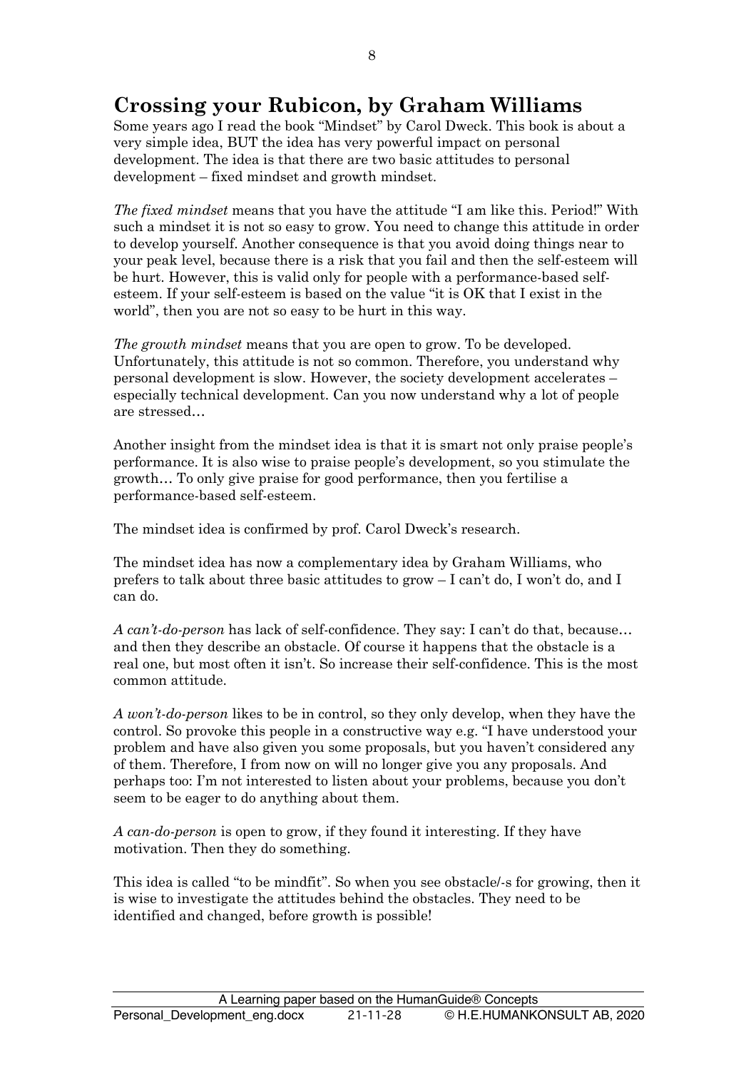# Crossing your Rubicon, by Graham Williams

Some years ago I read the book "Mindset" by Carol Dweck. This book is about a very simple idea, BUT the idea has very powerful impact on personal development. The idea is that there are two basic attitudes to personal development – fixed mindset and growth mindset.

*The fixed mindset* means that you have the attitude "I am like this. Period!" With such a mindset it is not so easy to grow. You need to change this attitude in order to develop yourself. Another consequence is that you avoid doing things near to your peak level, because there is a risk that you fail and then the self-esteem will be hurt. However, this is valid only for people with a performance-based self-esteem. If your self-esteem is based on the value "it is OK that I exist in the world", then you are not so easy to be hurt in this way.

*The growth mindset* means that you are open to grow. To be developed. Unfortunately, this attitude is not so common. Therefore, you understand why personal development is slow. However, the society development accelerates – especially technical development. Can you now understand why a lot of people are stressed…

Another insight from the mindset idea is that it is smart not only praise people's performance. It is also wise to praise people's development, so you stimulate the growth… To only give praise for good performance, then you fertilise a performance-based self-esteem.

The mindset idea is confirmed by prof. Carol Dweck's research.

The mindset idea has now a complementary idea by Graham Williams, who prefers to talk about three basic attitudes to grow – I can't do, I won't do, and I can do.

*A can't-do-person* has lack of self-confidence. They say: I can't do that, because… and then they describe an obstacle. Of course it happens that the obstacle is a real one, but most often it isn't. So increase their self-confidence. This is the most common attitude.

*A won't-do-person* likes to be in control, so they only develop, when they have the control. So provoke this people in a constructive way e.g. "I have understood your problem and have also given you some proposals, but you haven't considered any of them. Therefore, I from now on will no longer give you any proposals. And perhaps too: I'm not interested to listen about your problems, because you don't seem to be eager to do anything about them.

*A can-do-person* is open to grow, if they found it interesting. If they have motivation. Then they do something.

This idea is called "to be mindfit". So when you see obstacle/-s for growing, then it is wise to investigate the attitudes behind the obstacles. They need to be identified and changed, before growth is possible!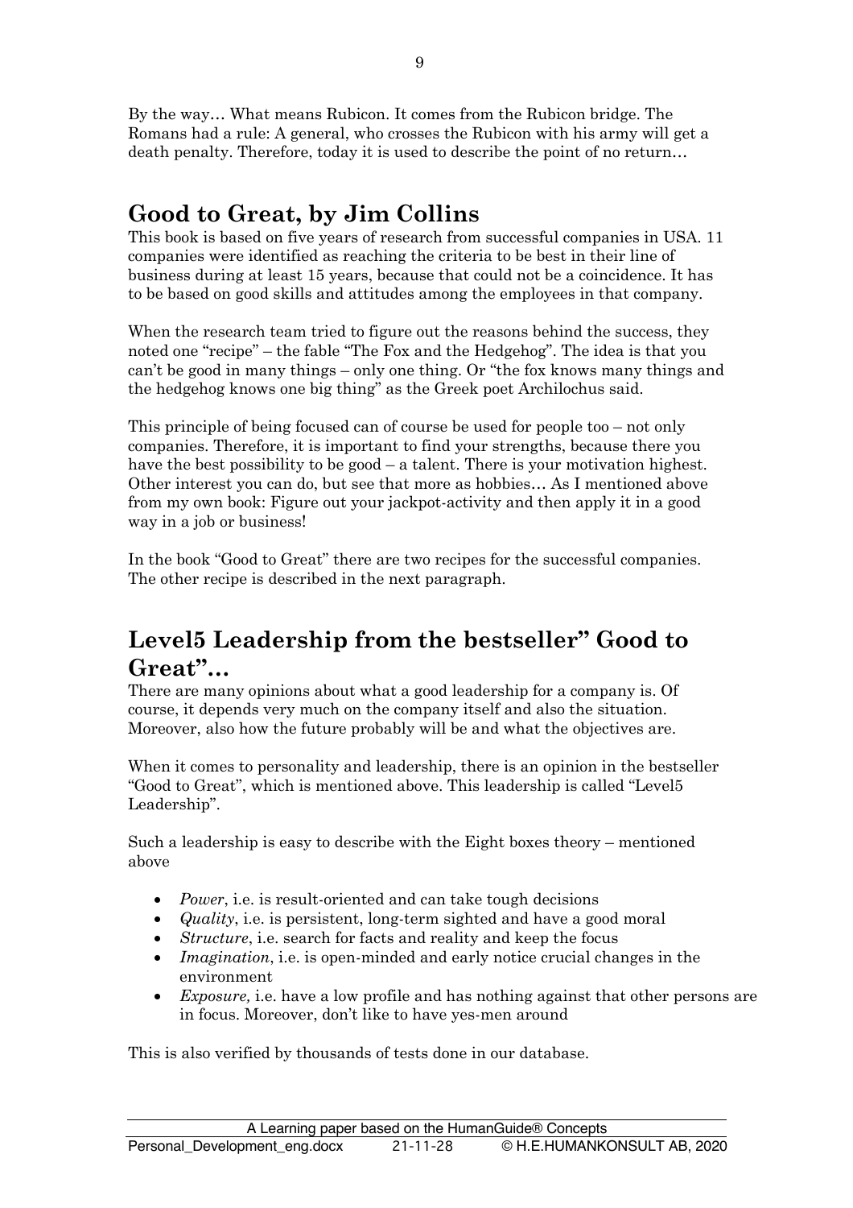By the way… What means Rubicon. It comes from the Rubicon bridge. The Romans had a rule: A general, who crosses the Rubicon with his army will get a death penalty. Therefore, today it is used to describe the point of no return…

## Good to Great, by Jim Collins

This book is based on five years of research from successful companies in USA. 11 companies were identified as reaching the criteria to be best in their line of business during at least 15 years, because that could not be a coincidence. It has to be based on good skills and attitudes among the employees in that company.

When the research team tried to figure out the reasons behind the success, they noted one "recipe" – the fable "The Fox and the Hedgehog". The idea is that you can't be good in many things – only one thing. Or "the fox knows many things and the hedgehog knows one big thing" as the Greek poet Archilochus said.

This principle of being focused can of course be used for people too – not only companies. Therefore, it is important to find your strengths, because there you have the best possibility to be good – a talent. There is your motivation highest. Other interest you can do, but see that more as hobbies… As I mentioned above from my own book: Figure out your jackpot-activity and then apply it in a good way in a job or business!

In the book "Good to Great" there are two recipes for the successful companies. The other recipe is described in the next paragraph.

## Level5 Leadership from the bestseller" Good to Great"…

There are many opinions about what a good leadership for a company is. Of course, it depends very much on the company itself and also the situation. Moreover, also how the future probably will be and what the objectives are.

When it comes to personality and leadership, there is an opinion in the bestseller "Good to Great", which is mentioned above. This leadership is called "Level5 Leadership".

Such a leadership is easy to describe with the Eight boxes theory – mentioned above

- *Power*, i.e. is result-oriented and can take tough decisions
- *Quality*, i.e. is persistent, long-term sighted and have a good moral
- *Structure*, i.e. search for facts and reality and keep the focus
- *Imagination*, i.e. is open-minded and early notice crucial changes in the environment
- *Exposure,* i.e. have a low profile and has nothing against that other persons are in focus. Moreover, don't like to have yes-men around

This is also verified by thousands of tests done in our database.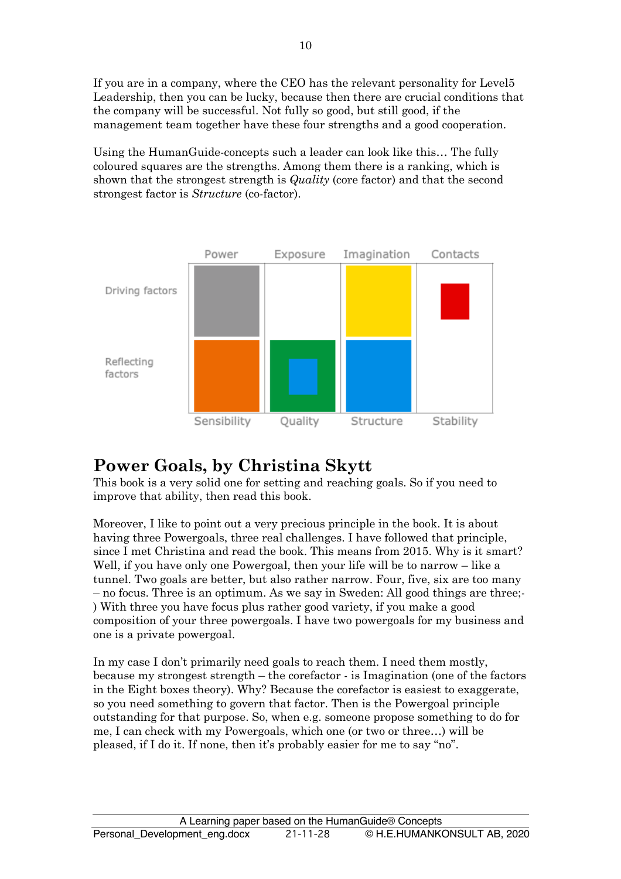If you are in a company, where the CEO has the relevant personality for Level5 Leadership, then you can be lucky, because then there are crucial conditions that the company will be successful. Not fully so good, but still good, if the management team together have these four strengths and a good cooperation.

Using the HumanGuide-concepts such a leader can look like this… The fully coloured squares are the strengths. Among them there is a ranking, which is shown that the strongest strength is *Quality* (core factor) and that the second strongest factor is *Structure* (co-factor).

| | Power | Exposure | Imagination | Contacts |
|---|---|---|---|---|
| Driving factors | | | | |
| Reflecting factors | | | | |
| | Sensibility | Quality | Structure | Stability |

## Power Goals, by Christina Skytt

This book is a very solid one for setting and reaching goals. So if you need to improve that ability, then read this book.

Moreover, I like to point out a very precious principle in the book. It is about having three Powergoals, three real challenges. I have followed that principle, since I met Christina and read the book. This means from 2015. Why is it smart? Well, if you have only one Powergoal, then your life will be to narrow – like a tunnel. Two goals are better, but also rather narrow. Four, five, six are too many – no focus. Three is an optimum. As we say in Sweden: All good things are three;-) With three you have focus plus rather good variety, if you make a good composition of your three powergoals. I have two powergoals for my business and one is a private powergoal.

In my case I don't primarily need goals to reach them. I need them mostly, because my strongest strength – the corefactor - is Imagination (one of the factors in the Eight boxes theory). Why? Because the corefactor is easiest to exaggerate, so you need something to govern that factor. Then is the Powergoal principle outstanding for that purpose. So, when e.g. someone propose something to do for me, I can check with my Powergoals, which one (or two or three…) will be pleased, if I do it. If none, then it's probably easier for me to say "no".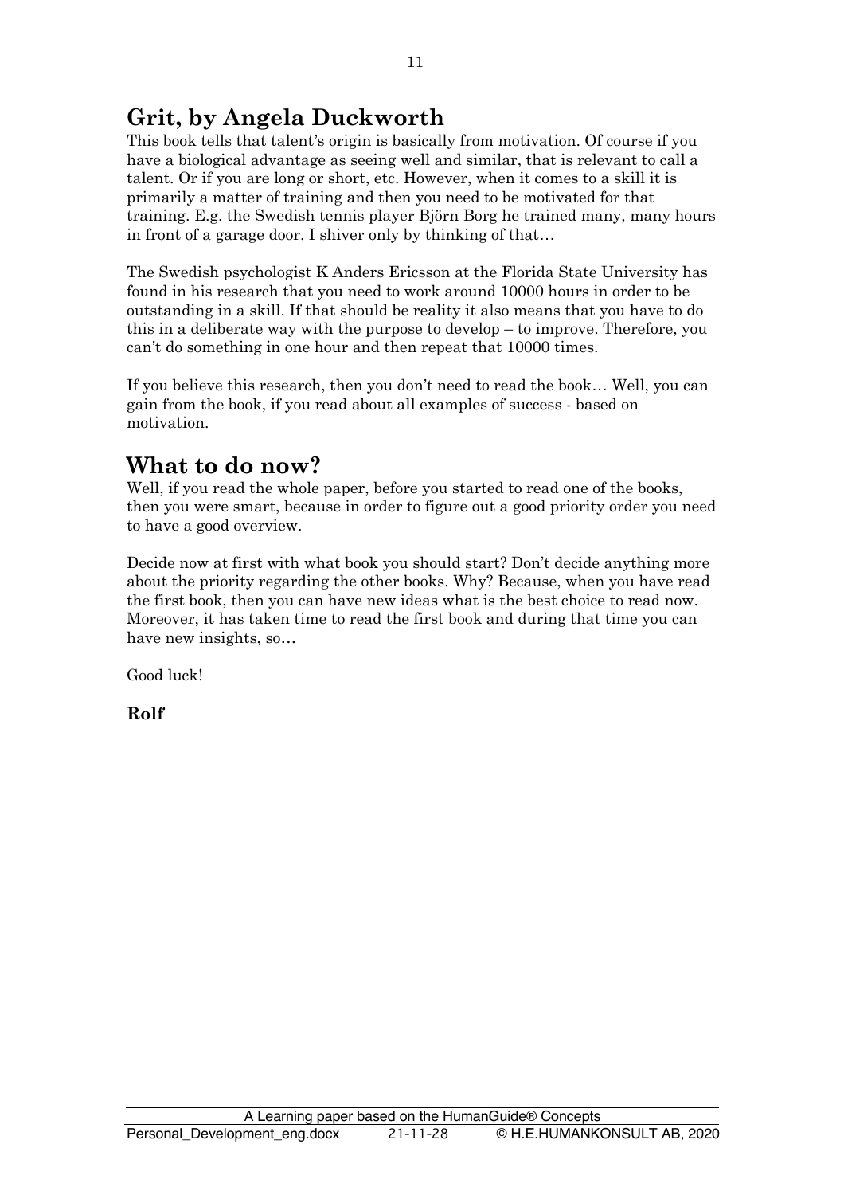## Grit, by Angela Duckworth

This book tells that talent's origin is basically from motivation. Of course if you have a biological advantage as seeing well and similar, that is relevant to call a talent. Or if you are long or short, etc. However, when it comes to a skill it is primarily a matter of training and then you need to be motivated for that training. E.g. the Swedish tennis player Björn Borg he trained many, many hours in front of a garage door. I shiver only by thinking of that…

The Swedish psychologist K Anders Ericsson at the Florida State University has found in his research that you need to work around 10000 hours in order to be outstanding in a skill. If that should be reality it also means that you have to do this in a deliberate way with the purpose to develop – to improve. Therefore, you can't do something in one hour and then repeat that 10000 times.

If you believe this research, then you don't need to read the book… Well, you can gain from the book, if you read about all examples of success - based on motivation.

## What to do now?

Well, if you read the whole paper, before you started to read one of the books, then you were smart, because in order to figure out a good priority order you need to have a good overview.

Decide now at first with what book you should start? Don't decide anything more about the priority regarding the other books. Why? Because, when you have read the first book, then you can have new ideas what is the best choice to read now. Moreover, it has taken time to read the first book and during that time you can have new insights, so…

Good luck!

**Rolf**